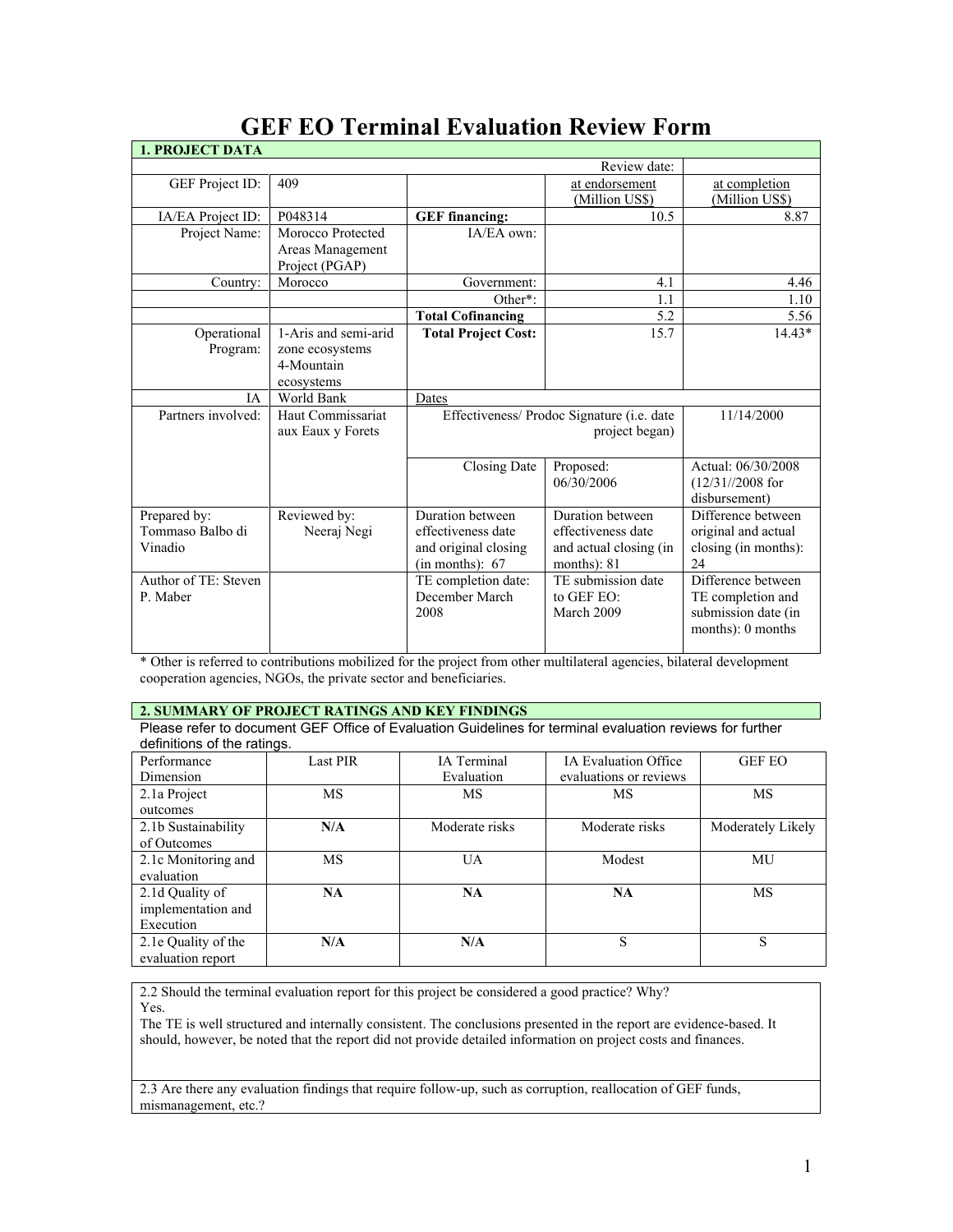# GEF EO Terminal Evaluation Review Form

| 1. PROJECT DATA | | | | |
|---|---|---|---|---|
| | | | Review date: | |
| GEF Project ID: | 409 | | at endorsement (Million US$) | at completion (Million US$) |
| IA/EA Project ID: | P048314 | **GEF financing:** | 10.5 | 8.87 |
| Project Name: | Morocco Protected Areas Management Project (PGAP) | IA/EA own: | | |
| Country: | Morocco | Government: | 4.1 | 4.46 |
| | | Other*: | 1.1 | 1.10 |
| | | **Total Cofinancing** | 5.2 | 5.56 |
| Operational Program: | 1-Aris and semi-arid zone ecosystems 4-Mountain ecosystems | **Total Project Cost:** | 15.7 | 14.43* |
| IA | World Bank | Dates | | |
| Partners involved: | Haut Commissariat aux Eaux y Forets | Effectiveness/ Prodoc Signature (i.e. date project began) | | 11/14/2000 |
| | | Closing Date | Proposed: 06/30/2006 | Actual: 06/30/2008 (12/31//2008 for disbursement) |
| Prepared by: Tommaso Balbo di Vinadio | Reviewed by: Neeraj Negi | Duration between effectiveness date and original closing (in months): 67 | Duration between effectiveness date and actual closing (in months): 81 | Difference between original and actual closing (in months): 24 |
| Author of TE: Steven P. Maber | | TE completion date: December March 2008 | TE submission date to GEF EO: March 2009 | Difference between TE completion and submission date (in months): 0 months |

\* Other is referred to contributions mobilized for the project from other multilateral agencies, bilateral development cooperation agencies, NGOs, the private sector and beneficiaries.

**2. SUMMARY OF PROJECT RATINGS AND KEY FINDINGS**

Please refer to document GEF Office of Evaluation Guidelines for terminal evaluation reviews for further definitions of the ratings.

| Performance Dimension | Last PIR | IA Terminal Evaluation | IA Evaluation Office evaluations or reviews | GEF EO |
|---|---|---|---|---|
| 2.1a Project outcomes | MS | MS | MS | MS |
| 2.1b Sustainability of Outcomes | **N/A** | Moderate risks | Moderate risks | Moderately Likely |
| 2.1c Monitoring and evaluation | MS | UA | Modest | MU |
| 2.1d Quality of implementation and Execution | **NA** | **NA** | **NA** | MS |
| 2.1e Quality of the evaluation report | **N/A** | **N/A** | S | S |

2.2 Should the terminal evaluation report for this project be considered a good practice? Why?

Yes.

The TE is well structured and internally consistent. The conclusions presented in the report are evidence-based. It should, however, be noted that the report did not provide detailed information on project costs and finances.

2.3 Are there any evaluation findings that require follow-up, such as corruption, reallocation of GEF funds, mismanagement, etc.?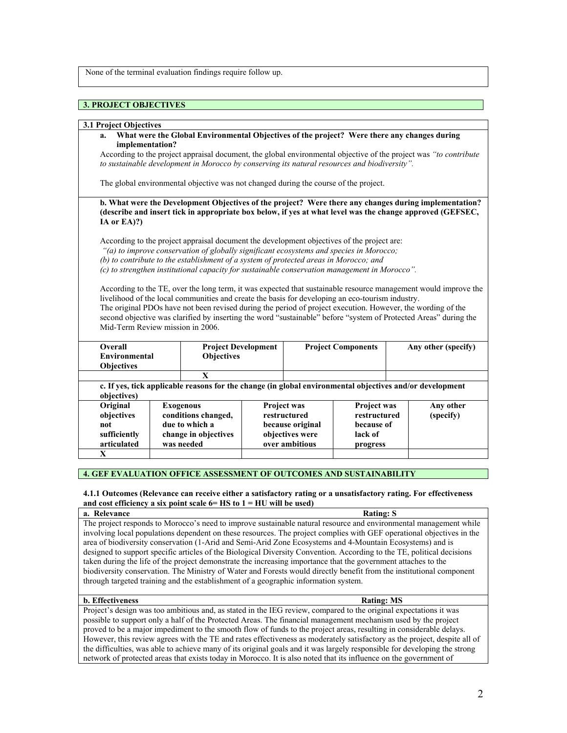None of the terminal evaluation findings require follow up.

## 3. PROJECT OBJECTIVES

### 3.1 Project Objectives

**a. What were the Global Environmental Objectives of the project? Were there any changes during implementation?**

According to the project appraisal document, the global environmental objective of the project was *"to contribute to sustainable development in Morocco by conserving its natural resources and biodiversity".*

The global environmental objective was not changed during the course of the project.

**b. What were the Development Objectives of the project? Were there any changes during implementation? (describe and insert tick in appropriate box below, if yes at what level was the change approved (GEFSEC, IA or EA)?)**

According to the project appraisal document the development objectives of the project are:

*"(a) to improve conservation of globally significant ecosystems and species in Morocco;*
*(b) to contribute to the establishment of a system of protected areas in Morocco; and*
*(c) to strengthen institutional capacity for sustainable conservation management in Morocco".*

According to the TE, over the long term, it was expected that sustainable resource management would improve the livelihood of the local communities and create the basis for developing an eco-tourism industry.
The original PDOs have not been revised during the period of project execution. However, the wording of the second objective was clarified by inserting the word "sustainable" before "system of Protected Areas" during the Mid-Term Review mission in 2006.

| Overall Environmental Objectives | Project Development Objectives | Project Components | Any other (specify) |
|---|---|---|---|
| | X | | |

**c. If yes, tick applicable reasons for the change (in global environmental objectives and/or development objectives)**

| Original objectives not sufficiently articulated | Exogenous conditions changed, due to which a change in objectives was needed | Project was restructured because original objectives were over ambitious | Project was restructured because of lack of progress | Any other (specify) |
|---|---|---|---|---|
| X | | | | |

## 4. GEF EVALUATION OFFICE ASSESSMENT OF OUTCOMES AND SUSTAINABILITY

**4.1.1 Outcomes (Relevance can receive either a satisfactory rating or a unsatisfactory rating. For effectiveness and cost efficiency a six point scale 6= HS to 1 = HU will be used)**

**a. Relevance** **Rating: S**

The project responds to Morocco's need to improve sustainable natural resource and environmental management while involving local populations dependent on these resources. The project complies with GEF operational objectives in the area of biodiversity conservation (1-Arid and Semi-Arid Zone Ecosystems and 4-Mountain Ecosystems) and is designed to support specific articles of the Biological Diversity Convention. According to the TE, political decisions taken during the life of the project demonstrate the increasing importance that the government attaches to the biodiversity conservation. The Ministry of Water and Forests would directly benefit from the institutional component through targeted training and the establishment of a geographic information system.

**b. Effectiveness** **Rating: MS**

Project's design was too ambitious and, as stated in the IEG review, compared to the original expectations it was possible to support only a half of the Protected Areas. The financial management mechanism used by the project proved to be a major impediment to the smooth flow of funds to the project areas, resulting in considerable delays. However, this review agrees with the TE and rates effectiveness as moderately satisfactory as the project, despite all of the difficulties, was able to achieve many of its original goals and it was largely responsible for developing the strong network of protected areas that exists today in Morocco. It is also noted that its influence on the government of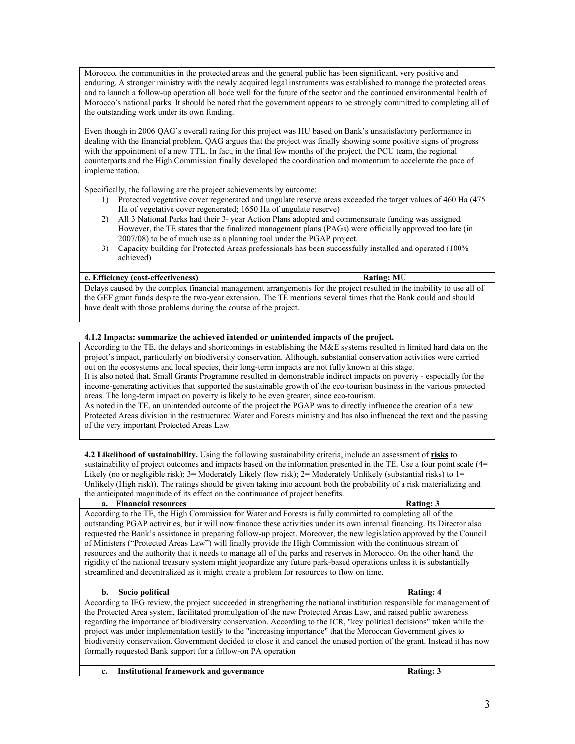Morocco, the communities in the protected areas and the general public has been significant, very positive and enduring. A stronger ministry with the newly acquired legal instruments was established to manage the protected areas and to launch a follow-up operation all bode well for the future of the sector and the continued environmental health of Morocco's national parks. It should be noted that the government appears to be strongly committed to completing all of the outstanding work under its own funding.

Even though in 2006 QAG's overall rating for this project was HU based on Bank's unsatisfactory performance in dealing with the financial problem, QAG argues that the project was finally showing some positive signs of progress with the appointment of a new TTL. In fact, in the final few months of the project, the PCU team, the regional counterparts and the High Commission finally developed the coordination and momentum to accelerate the pace of implementation.

Specifically, the following are the project achievements by outcome:

1) Protected vegetative cover regenerated and ungulate reserve areas exceeded the target values of 460 Ha (475 Ha of vegetative cover regenerated; 1650 Ha of ungulate reserve)
2) All 3 National Parks had their 3- year Action Plans adopted and commensurate funding was assigned. However, the TE states that the finalized management plans (PAGs) were officially approved too late (in 2007/08) to be of much use as a planning tool under the PGAP project.
3) Capacity building for Protected Areas professionals has been successfully installed and operated (100% achieved)

**c. Efficiency (cost-effectiveness)** **Rating: MU**

Delays caused by the complex financial management arrangements for the project resulted in the inability to use all of the GEF grant funds despite the two-year extension. The TE mentions several times that the Bank could and should have dealt with those problems during the course of the project.

**4.1.2 Impacts: summarize the achieved intended or unintended impacts of the project.**

According to the TE, the delays and shortcomings in establishing the M&E systems resulted in limited hard data on the project's impact, particularly on biodiversity conservation. Although, substantial conservation activities were carried out on the ecosystems and local species, their long-term impacts are not fully known at this stage.
It is also noted that, Small Grants Programme resulted in demonstrable indirect impacts on poverty - especially for the income-generating activities that supported the sustainable growth of the eco-tourism business in the various protected areas. The long-term impact on poverty is likely to be even greater, since eco-tourism.
As noted in the TE, an unintended outcome of the project the PGAP was to directly influence the creation of a new Protected Areas division in the restructured Water and Forests ministry and has also influenced the text and the passing of the very important Protected Areas Law.

**4.2 Likelihood of sustainability.** Using the following sustainability criteria, include an assessment of **risks** to sustainability of project outcomes and impacts based on the information presented in the TE. Use a four point scale (4= Likely (no or negligible risk); 3= Moderately Likely (low risk); 2= Moderately Unlikely (substantial risks) to 1= Unlikely (High risk)). The ratings should be given taking into account both the probability of a risk materializing and the anticipated magnitude of its effect on the continuance of project benefits.

**a. Financial resources** **Rating: 3**

According to the TE, the High Commission for Water and Forests is fully committed to completing all of the outstanding PGAP activities, but it will now finance these activities under its own internal financing. Its Director also requested the Bank's assistance in preparing follow-up project. Moreover, the new legislation approved by the Council of Ministers ("Protected Areas Law") will finally provide the High Commission with the continuous stream of resources and the authority that it needs to manage all of the parks and reserves in Morocco. On the other hand, the rigidity of the national treasury system might jeopardize any future park-based operations unless it is substantially streamlined and decentralized as it might create a problem for resources to flow on time.

**b. Socio political** **Rating: 4**

According to IEG review, the project succeeded in strengthening the national institution responsible for management of the Protected Area system, facilitated promulgation of the new Protected Areas Law, and raised public awareness regarding the importance of biodiversity conservation. According to the ICR, "key political decisions" taken while the project was under implementation testify to the "increasing importance" that the Moroccan Government gives to biodiversity conservation. Government decided to close it and cancel the unused portion of the grant. Instead it has now formally requested Bank support for a follow-on PA operation

**c. Institutional framework and governance** **Rating: 3**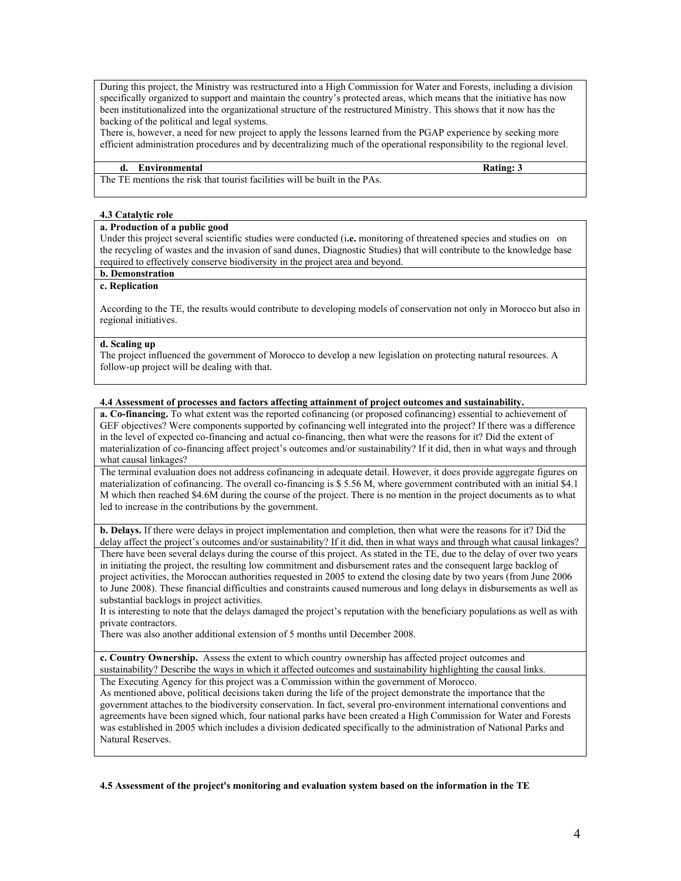During this project, the Ministry was restructured into a High Commission for Water and Forests, including a division specifically organized to support and maintain the country's protected areas, which means that the initiative has now been institutionalized into the organizational structure of the restructured Ministry. This shows that it now has the backing of the political and legal systems.

There is, however, a need for new project to apply the lessons learned from the PGAP experience by seeking more efficient administration procedures and by decentralizing much of the operational responsibility to the regional level.

**d. Environmental** **Rating: 3**

The TE mentions the risk that tourist facilities will be built in the PAs.

**4.3 Catalytic role**

**a. Production of a public good**

Under this project several scientific studies were conducted (i**.e.** monitoring of threatened species and studies on on the recycling of wastes and the invasion of sand dunes, Diagnostic Studies) that will contribute to the knowledge base required to effectively conserve biodiversity in the project area and beyond.

**b. Demonstration**

**c. Replication**

According to the TE, the results would contribute to developing models of conservation not only in Morocco but also in regional initiatives.

**d. Scaling up**

The project influenced the government of Morocco to develop a new legislation on protecting natural resources. A follow-up project will be dealing with that.

**4.4 Assessment of processes and factors affecting attainment of project outcomes and sustainability.**

**a. Co-financing.** To what extent was the reported cofinancing (or proposed cofinancing) essential to achievement of GEF objectives? Were components supported by cofinancing well integrated into the project? If there was a difference in the level of expected co-financing and actual co-financing, then what were the reasons for it? Did the extent of materialization of co-financing affect project's outcomes and/or sustainability? If it did, then in what ways and through what causal linkages?

The terminal evaluation does not address cofinancing in adequate detail. However, it does provide aggregate figures on materialization of cofinancing. The overall co-financing is $ 5.56 M, where government contributed with an initial $4.1 M which then reached $4.6M during the course of the project. There is no mention in the project documents as to what led to increase in the contributions by the government.

**b. Delays.** If there were delays in project implementation and completion, then what were the reasons for it? Did the delay affect the project's outcomes and/or sustainability? If it did, then in what ways and through what causal linkages?

There have been several delays during the course of this project. As stated in the TE, due to the delay of over two years in initiating the project, the resulting low commitment and disbursement rates and the consequent large backlog of project activities, the Moroccan authorities requested in 2005 to extend the closing date by two years (from June 2006 to June 2008). These financial difficulties and constraints caused numerous and long delays in disbursements as well as substantial backlogs in project activities.

It is interesting to note that the delays damaged the project's reputation with the beneficiary populations as well as with private contractors.

There was also another additional extension of 5 months until December 2008.

**c. Country Ownership.** Assess the extent to which country ownership has affected project outcomes and sustainability? Describe the ways in which it affected outcomes and sustainability highlighting the causal links.

The Executing Agency for this project was a Commission within the government of Morocco.

As mentioned above, political decisions taken during the life of the project demonstrate the importance that the government attaches to the biodiversity conservation. In fact, several pro-environment international conventions and agreements have been signed which, four national parks have been created a High Commission for Water and Forests was established in 2005 which includes a division dedicated specifically to the administration of National Parks and Natural Reserves.

**4.5 Assessment of the project's monitoring and evaluation system based on the information in the TE**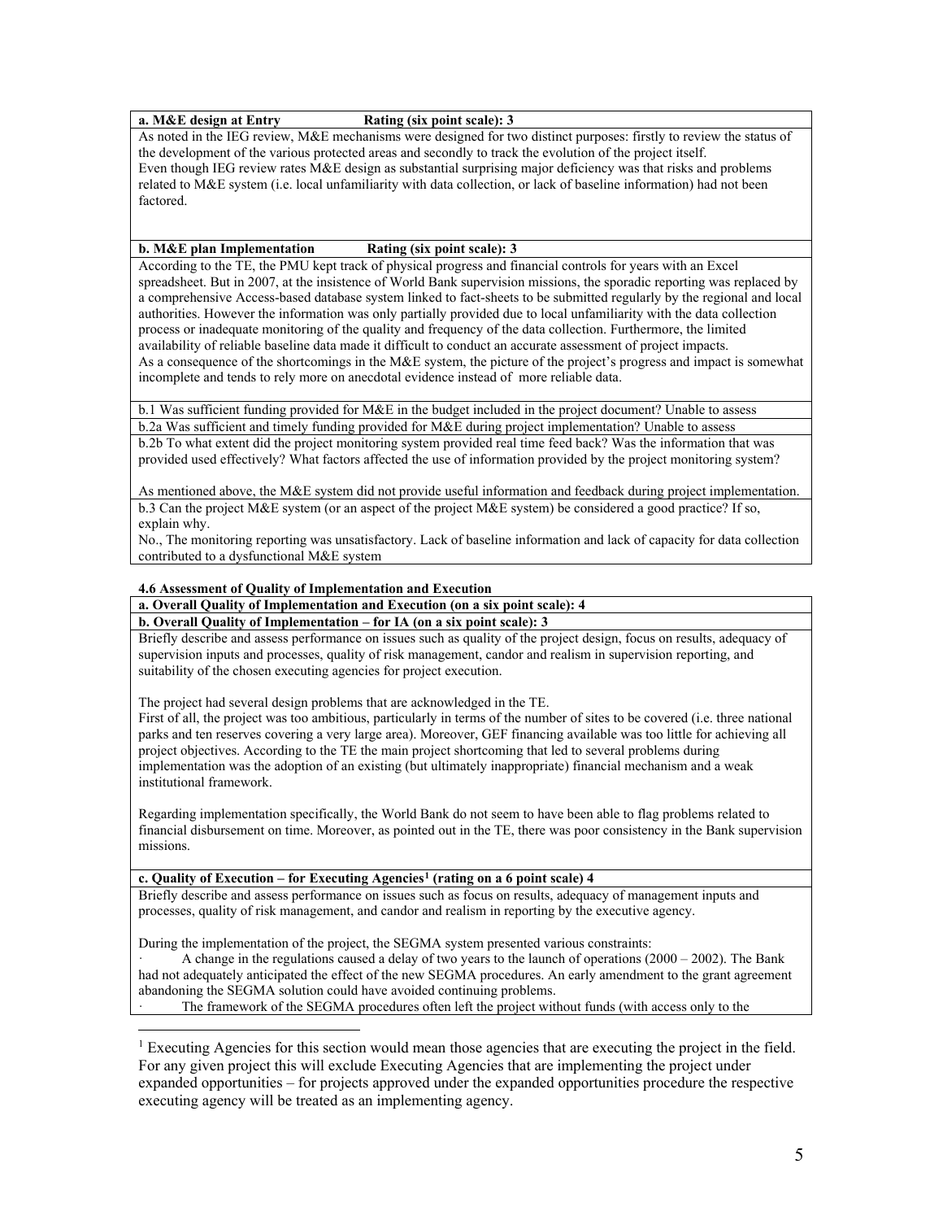**a. M&E design at Entry** **Rating (six point scale): 3**

As noted in the IEG review, M&E mechanisms were designed for two distinct purposes: firstly to review the status of the development of the various protected areas and secondly to track the evolution of the project itself.

Even though IEG review rates M&E design as substantial surprising major deficiency was that risks and problems related to M&E system (i.e. local unfamiliarity with data collection, or lack of baseline information) had not been factored.

**b. M&E plan Implementation** **Rating (six point scale): 3**

According to the TE, the PMU kept track of physical progress and financial controls for years with an Excel spreadsheet. But in 2007, at the insistence of World Bank supervision missions, the sporadic reporting was replaced by a comprehensive Access-based database system linked to fact-sheets to be submitted regularly by the regional and local authorities. However the information was only partially provided due to local unfamiliarity with the data collection process or inadequate monitoring of the quality and frequency of the data collection. Furthermore, the limited availability of reliable baseline data made it difficult to conduct an accurate assessment of project impacts.

As a consequence of the shortcomings in the M&E system, the picture of the project's progress and impact is somewhat incomplete and tends to rely more on anecdotal evidence instead of more reliable data.

b.1 Was sufficient funding provided for M&E in the budget included in the project document? Unable to assess

b.2a Was sufficient and timely funding provided for M&E during project implementation? Unable to assess

b.2b To what extent did the project monitoring system provided real time feed back? Was the information that was provided used effectively? What factors affected the use of information provided by the project monitoring system?

As mentioned above, the M&E system did not provide useful information and feedback during project implementation.

b.3 Can the project M&E system (or an aspect of the project M&E system) be considered a good practice? If so, explain why.

No., The monitoring reporting was unsatisfactory. Lack of baseline information and lack of capacity for data collection contributed to a dysfunctional M&E system

**4.6 Assessment of Quality of Implementation and Execution**

**a. Overall Quality of Implementation and Execution (on a six point scale): 4**

**b. Overall Quality of Implementation – for IA (on a six point scale): 3**

Briefly describe and assess performance on issues such as quality of the project design, focus on results, adequacy of supervision inputs and processes, quality of risk management, candor and realism in supervision reporting, and suitability of the chosen executing agencies for project execution.

The project had several design problems that are acknowledged in the TE.

First of all, the project was too ambitious, particularly in terms of the number of sites to be covered (i.e. three national parks and ten reserves covering a very large area). Moreover, GEF financing available was too little for achieving all project objectives. According to the TE the main project shortcoming that led to several problems during implementation was the adoption of an existing (but ultimately inappropriate) financial mechanism and a weak institutional framework.

Regarding implementation specifically, the World Bank do not seem to have been able to flag problems related to financial disbursement on time. Moreover, as pointed out in the TE, there was poor consistency in the Bank supervision missions.

**c. Quality of Execution – for Executing Agencies[1] (rating on a 6 point scale) 4**

Briefly describe and assess performance on issues such as focus on results, adequacy of management inputs and processes, quality of risk management, and candor and realism in reporting by the executive agency.

During the implementation of the project, the SEGMA system presented various constraints:

- A change in the regulations caused a delay of two years to the launch of operations (2000 – 2002). The Bank had not adequately anticipated the effect of the new SEGMA procedures. An early amendment to the grant agreement abandoning the SEGMA solution could have avoided continuing problems.
- The framework of the SEGMA procedures often left the project without funds (with access only to the

[1] Executing Agencies for this section would mean those agencies that are executing the project in the field. For any given project this will exclude Executing Agencies that are implementing the project under expanded opportunities – for projects approved under the expanded opportunities procedure the respective executing agency will be treated as an implementing agency.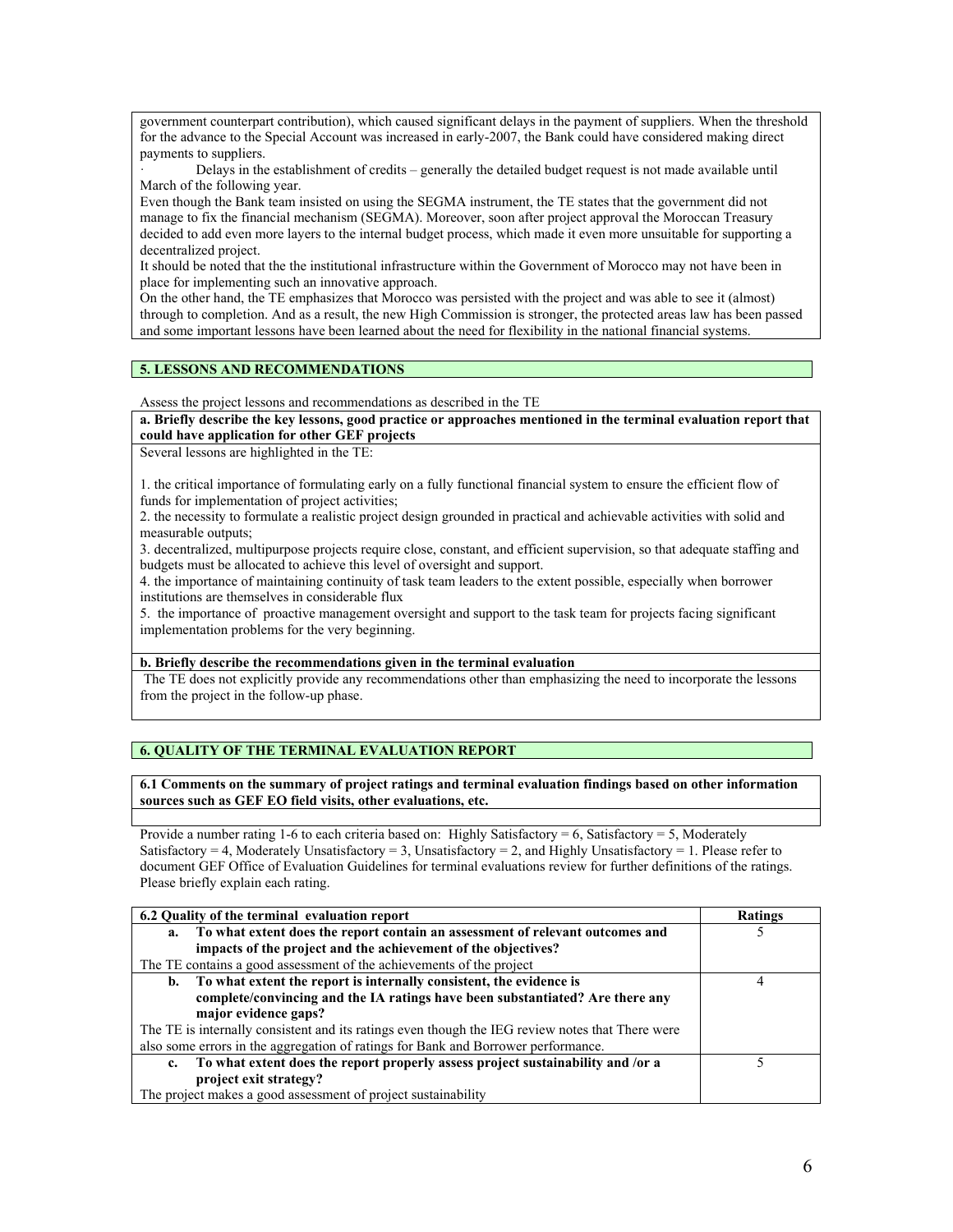government counterpart contribution), which caused significant delays in the payment of suppliers. When the threshold for the advance to the Special Account was increased in early-2007, the Bank could have considered making direct payments to suppliers.

· Delays in the establishment of credits – generally the detailed budget request is not made available until March of the following year.

Even though the Bank team insisted on using the SEGMA instrument, the TE states that the government did not manage to fix the financial mechanism (SEGMA). Moreover, soon after project approval the Moroccan Treasury decided to add even more layers to the internal budget process, which made it even more unsuitable for supporting a decentralized project.

It should be noted that the the institutional infrastructure within the Government of Morocco may not have been in place for implementing such an innovative approach.

On the other hand, the TE emphasizes that Morocco was persisted with the project and was able to see it (almost) through to completion. And as a result, the new High Commission is stronger, the protected areas law has been passed and some important lessons have been learned about the need for flexibility in the national financial systems.

## 5. LESSONS AND RECOMMENDATIONS

Assess the project lessons and recommendations as described in the TE

**a. Briefly describe the key lessons, good practice or approaches mentioned in the terminal evaluation report that could have application for other GEF projects**

Several lessons are highlighted in the TE:

1. the critical importance of formulating early on a fully functional financial system to ensure the efficient flow of funds for implementation of project activities;
2. the necessity to formulate a realistic project design grounded in practical and achievable activities with solid and measurable outputs;
3. decentralized, multipurpose projects require close, constant, and efficient supervision, so that adequate staffing and budgets must be allocated to achieve this level of oversight and support.
4. the importance of maintaining continuity of task team leaders to the extent possible, especially when borrower institutions are themselves in considerable flux
5. the importance of proactive management oversight and support to the task team for projects facing significant implementation problems for the very beginning.

**b. Briefly describe the recommendations given in the terminal evaluation**

The TE does not explicitly provide any recommendations other than emphasizing the need to incorporate the lessons from the project in the follow-up phase.

## 6. QUALITY OF THE TERMINAL EVALUATION REPORT

**6.1 Comments on the summary of project ratings and terminal evaluation findings based on other information sources such as GEF EO field visits, other evaluations, etc.**

Provide a number rating 1-6 to each criteria based on: Highly Satisfactory = 6, Satisfactory = 5, Moderately Satisfactory = 4, Moderately Unsatisfactory = 3, Unsatisfactory = 2, and Highly Unsatisfactory = 1. Please refer to document GEF Office of Evaluation Guidelines for terminal evaluations review for further definitions of the ratings. Please briefly explain each rating.

| 6.2 Quality of the terminal evaluation report | Ratings |
|---|---|
| **a. To what extent does the report contain an assessment of relevant outcomes and impacts of the project and the achievement of the objectives?** | 5 |
| The TE contains a good assessment of the achievements of the project | |
| **b. To what extent the report is internally consistent, the evidence is complete/convincing and the IA ratings have been substantiated? Are there any major evidence gaps?** | 4 |
| The TE is internally consistent and its ratings even though the IEG review notes that There were also some errors in the aggregation of ratings for Bank and Borrower performance. | |
| **c. To what extent does the report properly assess project sustainability and /or a project exit strategy?** | 5 |
| The project makes a good assessment of project sustainability | |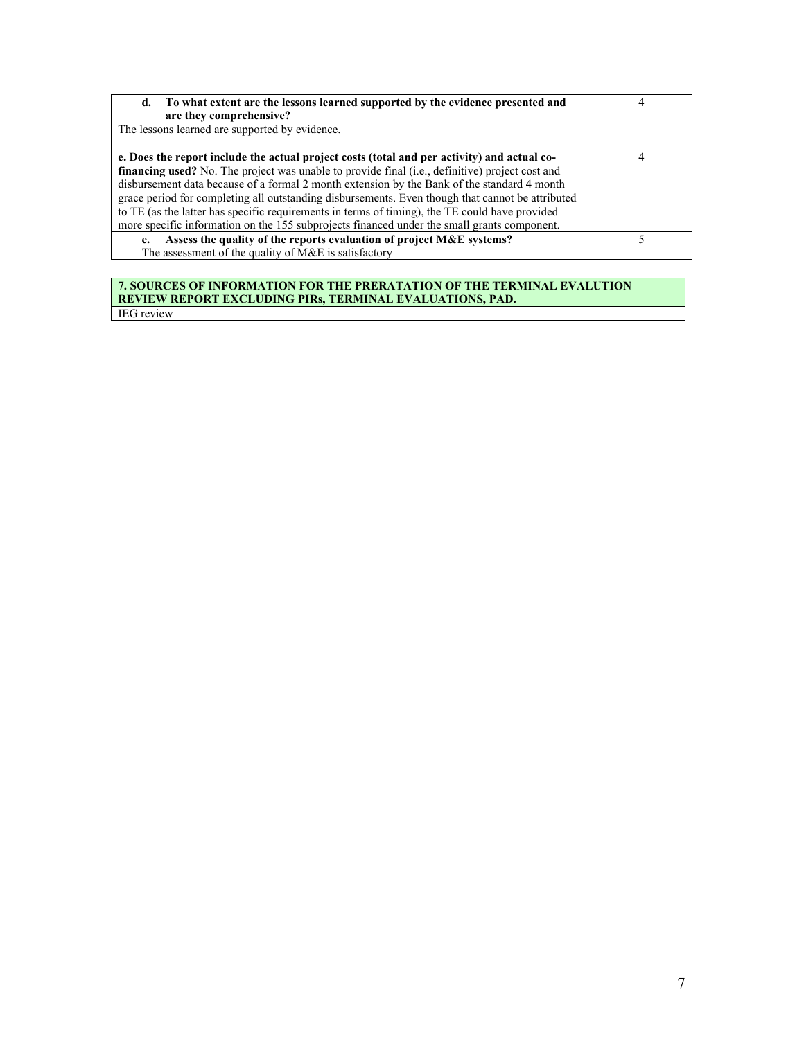| | |
|---|---|
| **d. To what extent are the lessons learned supported by the evidence presented and are they comprehensive?**<br>The lessons learned are supported by evidence. | 4 |
| **e. Does the report include the actual project costs (total and per activity) and actual co-financing used?** No. The project was unable to provide final (i.e., definitive) project cost and disbursement data because of a formal 2 month extension by the Bank of the standard 4 month grace period for completing all outstanding disbursements. Even though that cannot be attributed to TE (as the latter has specific requirements in terms of timing), the TE could have provided more specific information on the 155 subprojects financed under the small grants component. | 4 |
| **e. Assess the quality of the reports evaluation of project M&E systems?**<br>The assessment of the quality of M&E is satisfactory | 5 |

| **7. SOURCES OF INFORMATION FOR THE PRERATATION OF THE TERMINAL EVALUTION REVIEW REPORT EXCLUDING PIRs, TERMINAL EVALUATIONS, PAD.** |
|---|
| IEG review |